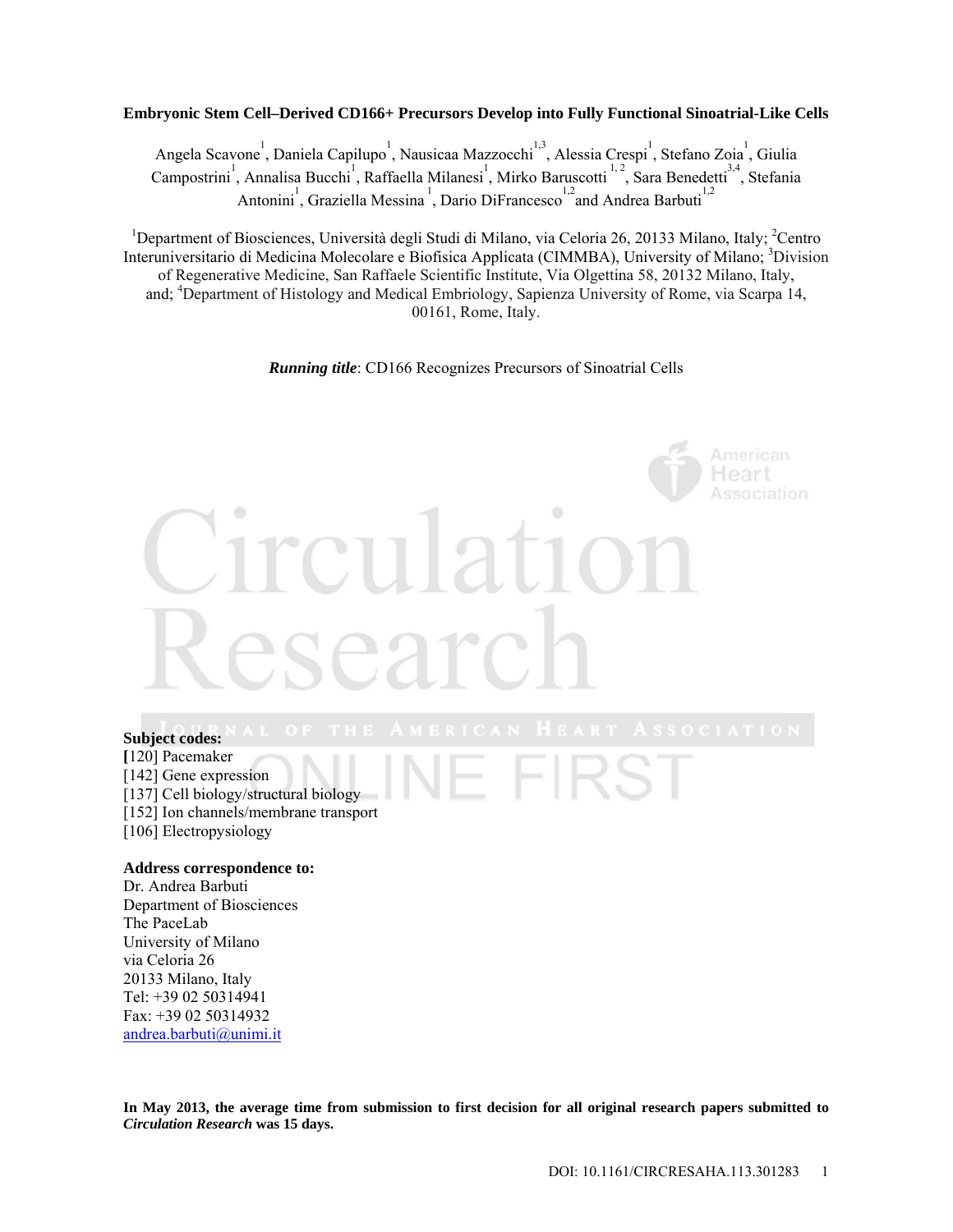# Embryonic Stem Cell–Derived CD166+ Precursors Develop into Fully Functional Sinoatrial-Like Cells

Angela Scavone[1], Daniela Capilupo[1], Nausicaa Mazzocchi[1,3], Alessia Crespi[1], Stefano Zoia[1], Giulia Campostrini[1], Annalisa Bucchi[1], Raffaella Milanesi[1], Mirko Baruscotti[1,2], Sara Benedetti[3,4], Stefania Antonini[1], Graziella Messina[1], Dario DiFrancesco[1,2] and Andrea Barbuti[1,2]

[1]Department of Biosciences, Università degli Studi di Milano, via Celoria 26, 20133 Milano, Italy; [2]Centro Interuniversitario di Medicina Molecolare e Biofisica Applicata (CIMMBA), University of Milano; [3]Division of Regenerative Medicine, San Raffaele Scientific Institute, Via Olgettina 58, 20132 Milano, Italy, and; [4]Department of Histology and Medical Embriology, Sapienza University of Rome, via Scarpa 14, 00161, Rome, Italy.

***Running title***: CD166 Recognizes Precursors of Sinoatrial Cells

**Subject codes:**
[120] Pacemaker
[142] Gene expression
[137] Cell biology/structural biology
[152] Ion channels/membrane transport
[106] Electropysiology

**Address correspondence to:**
Dr. Andrea Barbuti
Department of Biosciences
The PaceLab
University of Milano
via Celoria 26
20133 Milano, Italy
Tel: +39 02 50314941
Fax: +39 02 50314932
andrea.barbuti@unimi.it

**In May 2013, the average time from submission to first decision for all original research papers submitted to *Circulation Research* was 15 days.**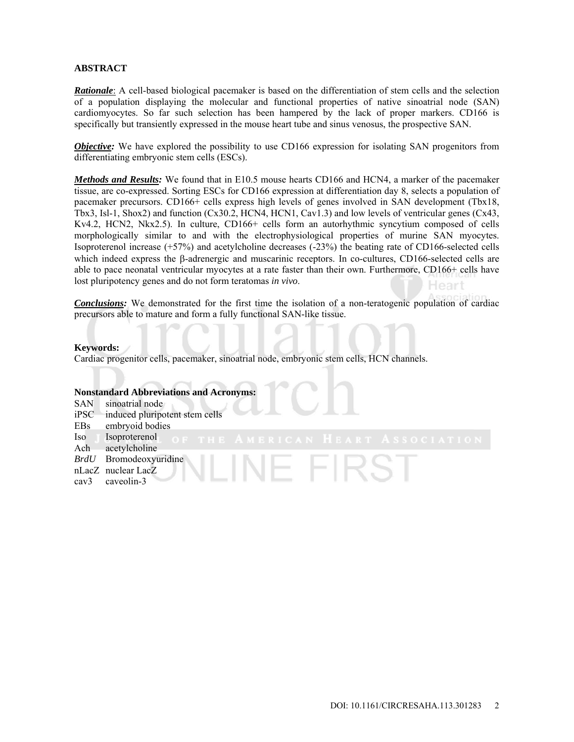## ABSTRACT

***Rationale***: A cell-based biological pacemaker is based on the differentiation of stem cells and the selection of a population displaying the molecular and functional properties of native sinoatrial node (SAN) cardiomyocytes. So far such selection has been hampered by the lack of proper markers. CD166 is specifically but transiently expressed in the mouse heart tube and sinus venosus, the prospective SAN.

***Objective:*** We have explored the possibility to use CD166 expression for isolating SAN progenitors from differentiating embryonic stem cells (ESCs).

***Methods and Results:*** We found that in E10.5 mouse hearts CD166 and HCN4, a marker of the pacemaker tissue, are co-expressed. Sorting ESCs for CD166 expression at differentiation day 8, selects a population of pacemaker precursors. CD166+ cells express high levels of genes involved in SAN development (Tbx18, Tbx3, Isl-1, Shox2) and function (Cx30.2, HCN4, HCN1, Cav1.3) and low levels of ventricular genes (Cx43, Kv4.2, HCN2, Nkx2.5). In culture, CD166+ cells form an autorhythmic syncytium composed of cells morphologically similar to and with the electrophysiological properties of murine SAN myocytes. Isoproterenol increase (+57%) and acetylcholine decreases (-23%) the beating rate of CD166-selected cells which indeed express the β-adrenergic and muscarinic receptors. In co-cultures, CD166-selected cells are able to pace neonatal ventricular myocytes at a rate faster than their own. Furthermore, CD166+ cells have lost pluripotency genes and do not form teratomas *in vivo*.

***Conclusions:*** We demonstrated for the first time the isolation of a non-teratogenic population of cardiac precursors able to mature and form a fully functional SAN-like tissue.

**Keywords:**
Cardiac progenitor cells, pacemaker, sinoatrial node, embryonic stem cells, HCN channels.

**Nonstandard Abbreviations and Acronyms:**

SAN sinoatrial node
iPSC induced pluripotent stem cells
EBs embryoid bodies
Iso Isoproterenol
Ach acetylcholine
*BrdU* Bromodeoxyuridine
nLacZ nuclear LacZ
cav3 caveolin-3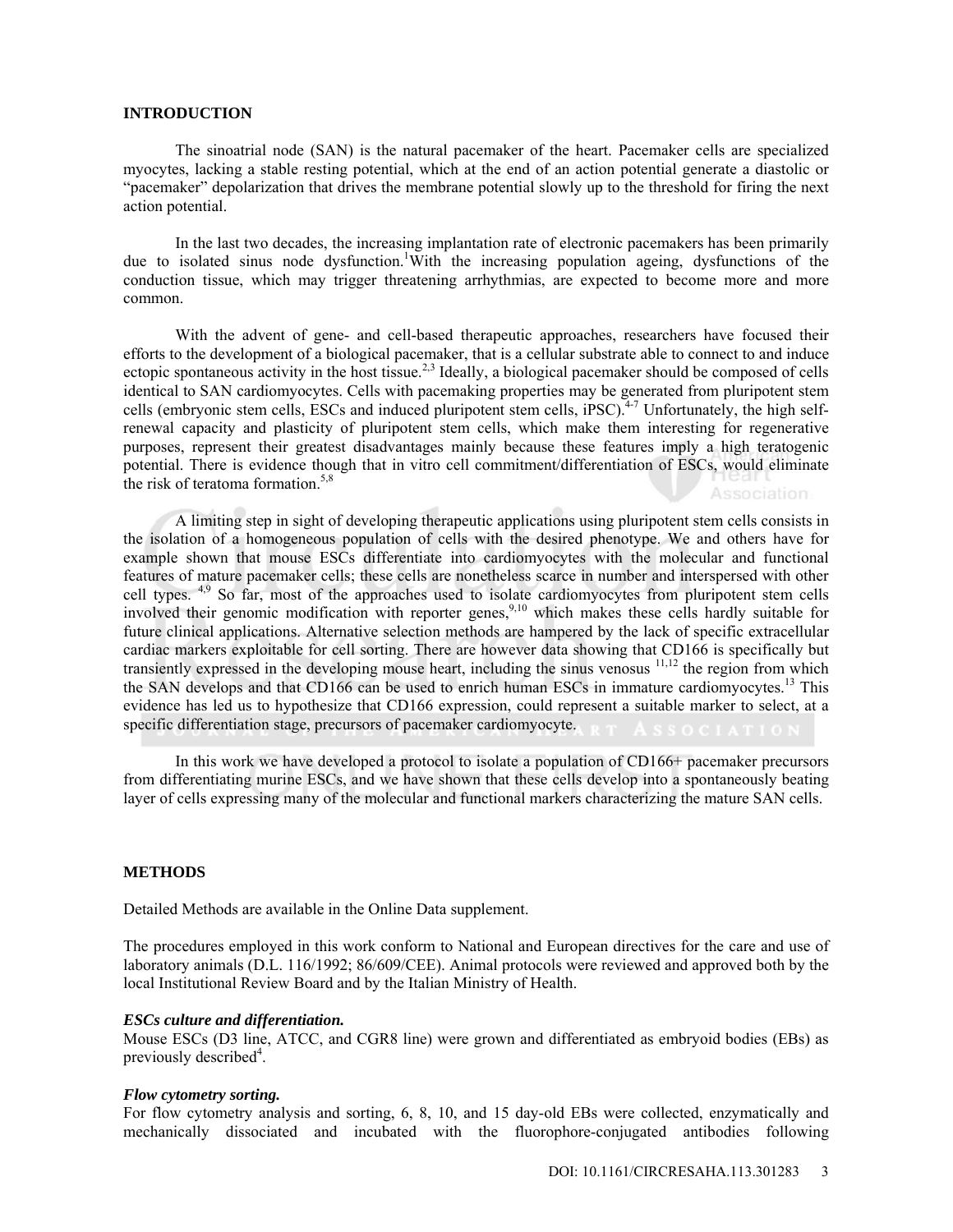## INTRODUCTION

The sinoatrial node (SAN) is the natural pacemaker of the heart. Pacemaker cells are specialized myocytes, lacking a stable resting potential, which at the end of an action potential generate a diastolic or "pacemaker" depolarization that drives the membrane potential slowly up to the threshold for firing the next action potential.

In the last two decades, the increasing implantation rate of electronic pacemakers has been primarily due to isolated sinus node dysfunction.[1] With the increasing population ageing, dysfunctions of the conduction tissue, which may trigger threatening arrhythmias, are expected to become more and more common.

With the advent of gene- and cell-based therapeutic approaches, researchers have focused their efforts to the development of a biological pacemaker, that is a cellular substrate able to connect to and induce ectopic spontaneous activity in the host tissue.[2,3] Ideally, a biological pacemaker should be composed of cells identical to SAN cardiomyocytes. Cells with pacemaking properties may be generated from pluripotent stem cells (embryonic stem cells, ESCs and induced pluripotent stem cells, iPSC).[4-7] Unfortunately, the high self-renewal capacity and plasticity of pluripotent stem cells, which make them interesting for regenerative purposes, represent their greatest disadvantages mainly because these features imply a high teratogenic potential. There is evidence though that in vitro cell commitment/differentiation of ESCs, would eliminate the risk of teratoma formation.[5,8]

A limiting step in sight of developing therapeutic applications using pluripotent stem cells consists in the isolation of a homogeneous population of cells with the desired phenotype. We and others have for example shown that mouse ESCs differentiate into cardiomyocytes with the molecular and functional features of mature pacemaker cells; these cells are nonetheless scarce in number and interspersed with other cell types. [4,9] So far, most of the approaches used to isolate cardiomyocytes from pluripotent stem cells involved their genomic modification with reporter genes,[9,10] which makes these cells hardly suitable for future clinical applications. Alternative selection methods are hampered by the lack of specific extracellular cardiac markers exploitable for cell sorting. There are however data showing that CD166 is specifically but transiently expressed in the developing mouse heart, including the sinus venosus [11,12] the region from which the SAN develops and that CD166 can be used to enrich human ESCs in immature cardiomyocytes.[13] This evidence has led us to hypothesize that CD166 expression, could represent a suitable marker to select, at a specific differentiation stage, precursors of pacemaker cardiomyocyte.

In this work we have developed a protocol to isolate a population of CD166+ pacemaker precursors from differentiating murine ESCs, and we have shown that these cells develop into a spontaneously beating layer of cells expressing many of the molecular and functional markers characterizing the mature SAN cells.

## METHODS

Detailed Methods are available in the Online Data supplement.

The procedures employed in this work conform to National and European directives for the care and use of laboratory animals (D.L. 116/1992; 86/609/CEE). Animal protocols were reviewed and approved both by the local Institutional Review Board and by the Italian Ministry of Health.

### *ESCs culture and differentiation.*

Mouse ESCs (D3 line, ATCC, and CGR8 line) were grown and differentiated as embryoid bodies (EBs) as previously described[4].

### *Flow cytometry sorting.*

For flow cytometry analysis and sorting, 6, 8, 10, and 15 day-old EBs were collected, enzymatically and mechanically dissociated and incubated with the fluorophore-conjugated antibodies following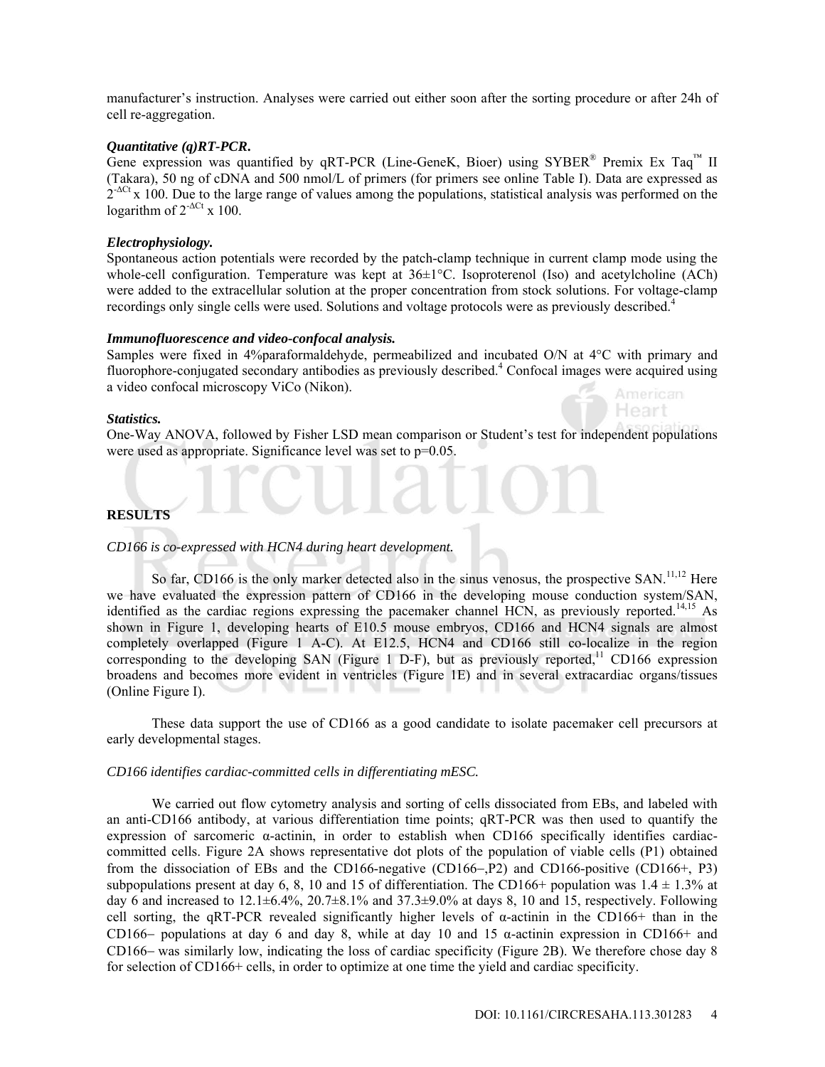manufacturer's instruction. Analyses were carried out either soon after the sorting procedure or after 24h of cell re-aggregation.

***Quantitative (q)RT-PCR.***

Gene expression was quantified by qRT-PCR (Line-GeneK, Bioer) using SYBER® Premix Ex Taq™ II (Takara), 50 ng of cDNA and 500 nmol/L of primers (for primers see online Table I). Data are expressed as $2^{-\Delta Ct}$ x 100. Due to the large range of values among the populations, statistical analysis was performed on the logarithm of $2^{-\Delta Ct}$ x 100.

***Electrophysiology.***

Spontaneous action potentials were recorded by the patch-clamp technique in current clamp mode using the whole-cell configuration. Temperature was kept at 36±1°C. Isoproterenol (Iso) and acetylcholine (ACh) were added to the extracellular solution at the proper concentration from stock solutions. For voltage-clamp recordings only single cells were used. Solutions and voltage protocols were as previously described.[4]

***Immunofluorescence and video-confocal analysis.***

Samples were fixed in 4%paraformaldehyde, permeabilized and incubated O/N at 4°C with primary and fluorophore-conjugated secondary antibodies as previously described.[4] Confocal images were acquired using a video confocal microscopy ViCo (Nikon).

***Statistics.***

One-Way ANOVA, followed by Fisher LSD mean comparison or Student's test for independent populations were used as appropriate. Significance level was set to p=0.05.

## RESULTS

*CD166 is co-expressed with HCN4 during heart development.*

So far, CD166 is the only marker detected also in the sinus venosus, the prospective SAN.[11,12] Here we have evaluated the expression pattern of CD166 in the developing mouse conduction system/SAN, identified as the cardiac regions expressing the pacemaker channel HCN, as previously reported.[14,15] As shown in Figure 1, developing hearts of E10.5 mouse embryos, CD166 and HCN4 signals are almost completely overlapped (Figure 1 A-C). At E12.5, HCN4 and CD166 still co-localize in the region corresponding to the developing SAN (Figure 1 D-F), but as previously reported,[11] CD166 expression broadens and becomes more evident in ventricles (Figure 1E) and in several extracardiac organs/tissues (Online Figure I).

These data support the use of CD166 as a good candidate to isolate pacemaker cell precursors at early developmental stages.

*CD166 identifies cardiac-committed cells in differentiating mESC.*

We carried out flow cytometry analysis and sorting of cells dissociated from EBs, and labeled with an anti-CD166 antibody, at various differentiation time points; qRT-PCR was then used to quantify the expression of sarcomeric α-actinin, in order to establish when CD166 specifically identifies cardiac-committed cells. Figure 2A shows representative dot plots of the population of viable cells (P1) obtained from the dissociation of EBs and the CD166-negative (CD166−,P2) and CD166-positive (CD166+, P3) subpopulations present at day 6, 8, 10 and 15 of differentiation. The CD166+ population was 1.4 ± 1.3% at day 6 and increased to 12.1±6.4%, 20.7±8.1% and 37.3±9.0% at days 8, 10 and 15, respectively. Following cell sorting, the qRT-PCR revealed significantly higher levels of α-actinin in the CD166+ than in the CD166− populations at day 6 and day 8, while at day 10 and 15 α-actinin expression in CD166+ and CD166− was similarly low, indicating the loss of cardiac specificity (Figure 2B). We therefore chose day 8 for selection of CD166+ cells, in order to optimize at one time the yield and cardiac specificity.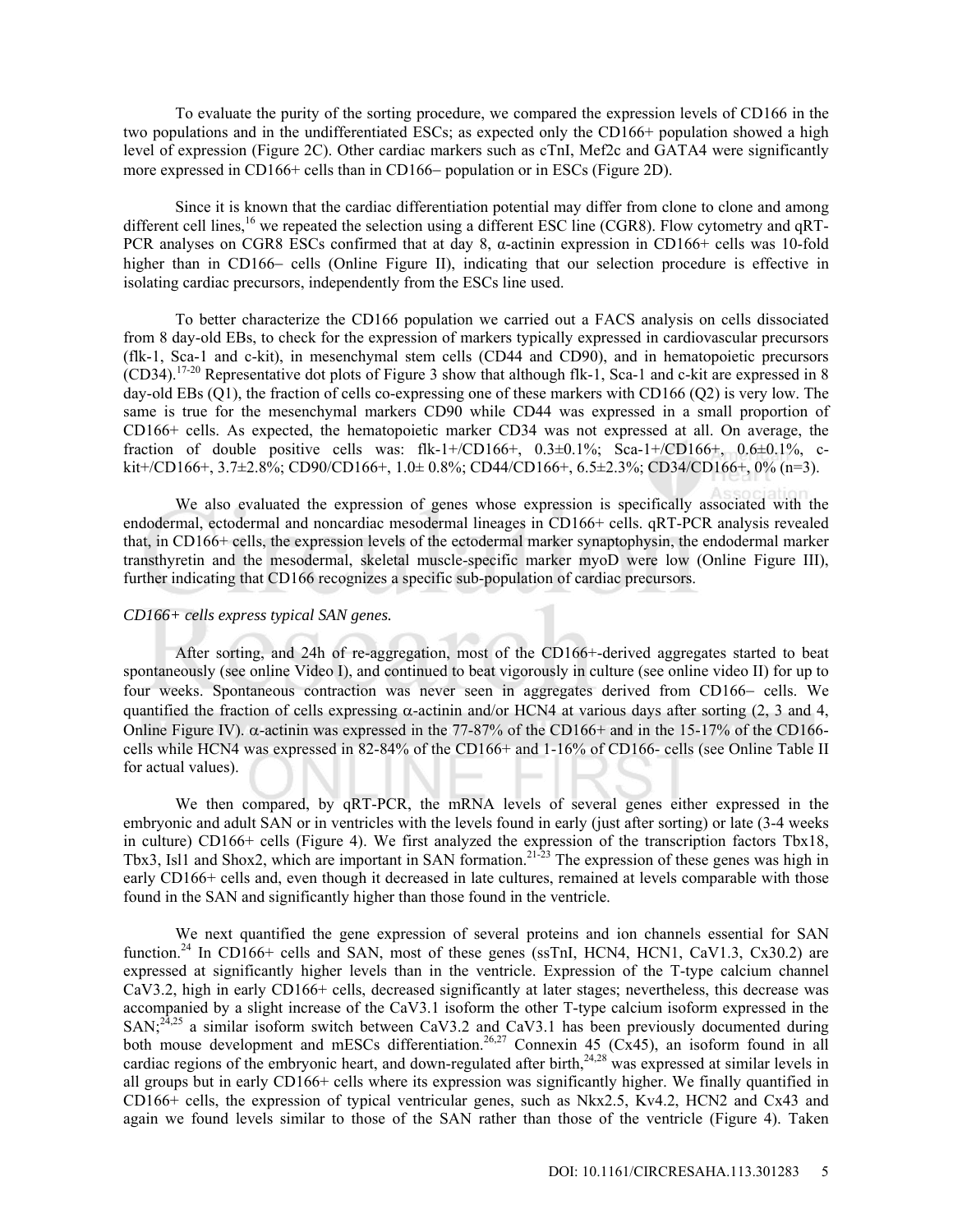To evaluate the purity of the sorting procedure, we compared the expression levels of CD166 in the two populations and in the undifferentiated ESCs; as expected only the CD166+ population showed a high level of expression (Figure 2C). Other cardiac markers such as cTnI, Mef2c and GATA4 were significantly more expressed in CD166+ cells than in CD166− population or in ESCs (Figure 2D).

Since it is known that the cardiac differentiation potential may differ from clone to clone and among different cell lines,[16] we repeated the selection using a different ESC line (CGR8). Flow cytometry and qRT-PCR analyses on CGR8 ESCs confirmed that at day 8, α-actinin expression in CD166+ cells was 10-fold higher than in CD166− cells (Online Figure II), indicating that our selection procedure is effective in isolating cardiac precursors, independently from the ESCs line used.

To better characterize the CD166 population we carried out a FACS analysis on cells dissociated from 8 day-old EBs, to check for the expression of markers typically expressed in cardiovascular precursors (flk-1, Sca-1 and c-kit), in mesenchymal stem cells (CD44 and CD90), and in hematopoietic precursors (CD34).[17-20] Representative dot plots of Figure 3 show that although flk-1, Sca-1 and c-kit are expressed in 8 day-old EBs (Q1), the fraction of cells co-expressing one of these markers with CD166 (Q2) is very low. The same is true for the mesenchymal markers CD90 while CD44 was expressed in a small proportion of CD166+ cells. As expected, the hematopoietic marker CD34 was not expressed at all. On average, the fraction of double positive cells was: flk-1+/CD166+, 0.3±0.1%; Sca-1+/CD166+, 0.6±0.1%, c-kit+/CD166+, 3.7±2.8%; CD90/CD166+, 1.0± 0.8%; CD44/CD166+, 6.5±2.3%; CD34/CD166+, 0% (n=3).

We also evaluated the expression of genes whose expression is specifically associated with the endodermal, ectodermal and noncardiac mesodermal lineages in CD166+ cells. qRT-PCR analysis revealed that, in CD166+ cells, the expression levels of the ectodermal marker synaptophysin, the endodermal marker transthyretin and the mesodermal, skeletal muscle-specific marker myoD were low (Online Figure III), further indicating that CD166 recognizes a specific sub-population of cardiac precursors.

*CD166+ cells express typical SAN genes.*

After sorting, and 24h of re-aggregation, most of the CD166+-derived aggregates started to beat spontaneously (see online Video I), and continued to beat vigorously in culture (see online video II) for up to four weeks. Spontaneous contraction was never seen in aggregates derived from CD166− cells. We quantified the fraction of cells expressing α-actinin and/or HCN4 at various days after sorting (2, 3 and 4, Online Figure IV). α-actinin was expressed in the 77-87% of the CD166+ and in the 15-17% of the CD166- cells while HCN4 was expressed in 82-84% of the CD166+ and 1-16% of CD166- cells (see Online Table II for actual values).

We then compared, by qRT-PCR, the mRNA levels of several genes either expressed in the embryonic and adult SAN or in ventricles with the levels found in early (just after sorting) or late (3-4 weeks in culture) CD166+ cells (Figure 4). We first analyzed the expression of the transcription factors Tbx18, Tbx3, Isl1 and Shox2, which are important in SAN formation.[21-23] The expression of these genes was high in early CD166+ cells and, even though it decreased in late cultures, remained at levels comparable with those found in the SAN and significantly higher than those found in the ventricle.

We next quantified the gene expression of several proteins and ion channels essential for SAN function.[24] In CD166+ cells and SAN, most of these genes (ssTnI, HCN4, HCN1, CaV1.3, Cx30.2) are expressed at significantly higher levels than in the ventricle. Expression of the T-type calcium channel CaV3.2, high in early CD166+ cells, decreased significantly at later stages; nevertheless, this decrease was accompanied by a slight increase of the CaV3.1 isoform the other T-type calcium isoform expressed in the SAN;[24,25] a similar isoform switch between CaV3.2 and CaV3.1 has been previously documented during both mouse development and mESCs differentiation.[26,27] Connexin 45 (Cx45), an isoform found in all cardiac regions of the embryonic heart, and down-regulated after birth,[24,28] was expressed at similar levels in all groups but in early CD166+ cells where its expression was significantly higher. We finally quantified in CD166+ cells, the expression of typical ventricular genes, such as Nkx2.5, Kv4.2, HCN2 and Cx43 and again we found levels similar to those of the SAN rather than those of the ventricle (Figure 4). Taken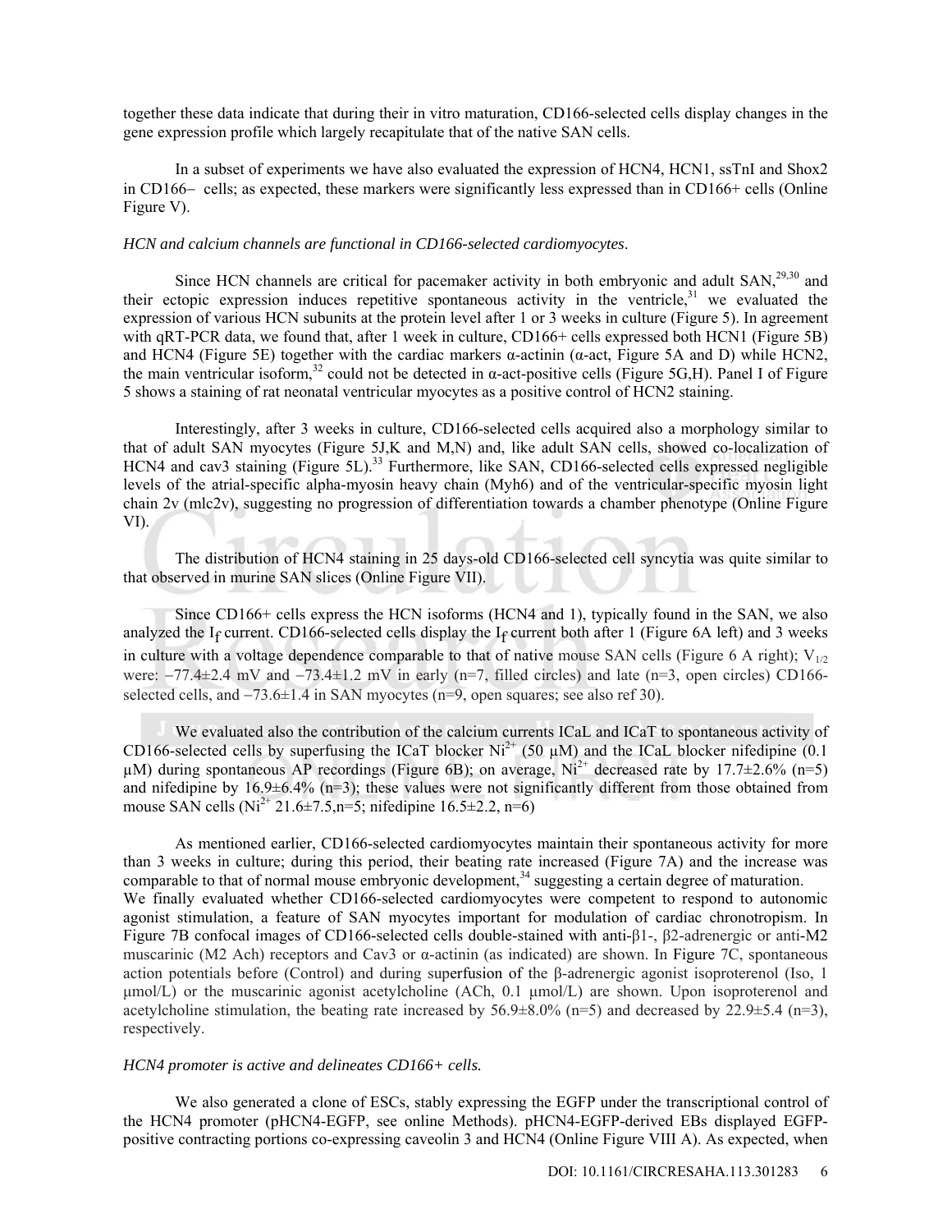together these data indicate that during their in vitro maturation, CD166-selected cells display changes in the gene expression profile which largely recapitulate that of the native SAN cells.

In a subset of experiments we have also evaluated the expression of HCN4, HCN1, ssTnI and Shox2 in CD166− cells; as expected, these markers were significantly less expressed than in CD166+ cells (Online Figure V).

*HCN and calcium channels are functional in CD166-selected cardiomyocytes.*

Since HCN channels are critical for pacemaker activity in both embryonic and adult SAN,[29,30] and their ectopic expression induces repetitive spontaneous activity in the ventricle,[31] we evaluated the expression of various HCN subunits at the protein level after 1 or 3 weeks in culture (Figure 5). In agreement with qRT-PCR data, we found that, after 1 week in culture, CD166+ cells expressed both HCN1 (Figure 5B) and HCN4 (Figure 5E) together with the cardiac markers α-actinin (α-act, Figure 5A and D) while HCN2, the main ventricular isoform,[32] could not be detected in α-act-positive cells (Figure 5G,H). Panel I of Figure 5 shows a staining of rat neonatal ventricular myocytes as a positive control of HCN2 staining.

Interestingly, after 3 weeks in culture, CD166-selected cells acquired also a morphology similar to that of adult SAN myocytes (Figure 5J,K and M,N) and, like adult SAN cells, showed co-localization of HCN4 and cav3 staining (Figure 5L).[33] Furthermore, like SAN, CD166-selected cells expressed negligible levels of the atrial-specific alpha-myosin heavy chain (Myh6) and of the ventricular-specific myosin light chain 2v (mlc2v), suggesting no progression of differentiation towards a chamber phenotype (Online Figure VI).

The distribution of HCN4 staining in 25 days-old CD166-selected cell syncytia was quite similar to that observed in murine SAN slices (Online Figure VII).

Since CD166+ cells express the HCN isoforms (HCN4 and 1), typically found in the SAN, we also analyzed the $I_f$ current. CD166-selected cells display the $I_f$ current both after 1 (Figure 6A left) and 3 weeks in culture with a voltage dependence comparable to that of native mouse SAN cells (Figure 6 A right); $V_{1/2}$ were: −77.4±2.4 mV and −73.4±1.2 mV in early (n=7, filled circles) and late (n=3, open circles) CD166-selected cells, and −73.6±1.4 in SAN myocytes (n=9, open squares; see also ref 30).

We evaluated also the contribution of the calcium currents ICaL and ICaT to spontaneous activity of CD166-selected cells by superfusing the ICaT blocker $Ni^{2+}$ (50 μM) and the ICaL blocker nifedipine (0.1 μM) during spontaneous AP recordings (Figure 6B); on average, $Ni^{2+}$ decreased rate by 17.7±2.6% (n=5) and nifedipine by 16.9±6.4% (n=3); these values were not significantly different from those obtained from mouse SAN cells ($Ni^{2+}$ 21.6±7.5,n=5; nifedipine 16.5±2.2, n=6)

As mentioned earlier, CD166-selected cardiomyocytes maintain their spontaneous activity for more than 3 weeks in culture; during this period, their beating rate increased (Figure 7A) and the increase was comparable to that of normal mouse embryonic development,[34] suggesting a certain degree of maturation. We finally evaluated whether CD166-selected cardiomyocytes were competent to respond to autonomic agonist stimulation, a feature of SAN myocytes important for modulation of cardiac chronotropism. In Figure 7B confocal images of CD166-selected cells double-stained with anti-β1-, β2-adrenergic or anti-M2 muscarinic (M2 Ach) receptors and Cav3 or α-actinin (as indicated) are shown. In Figure 7C, spontaneous action potentials before (Control) and during superfusion of the β-adrenergic agonist isoproterenol (Iso, 1 μmol/L) or the muscarinic agonist acetylcholine (ACh, 0.1 μmol/L) are shown. Upon isoproterenol and acetylcholine stimulation, the beating rate increased by 56.9±8.0% (n=5) and decreased by 22.9±5.4 (n=3), respectively.

*HCN4 promoter is active and delineates CD166+ cells.*

We also generated a clone of ESCs, stably expressing the EGFP under the transcriptional control of the HCN4 promoter (pHCN4-EGFP, see online Methods). pHCN4-EGFP-derived EBs displayed EGFP-positive contracting portions co-expressing caveolin 3 and HCN4 (Online Figure VIII A). As expected, when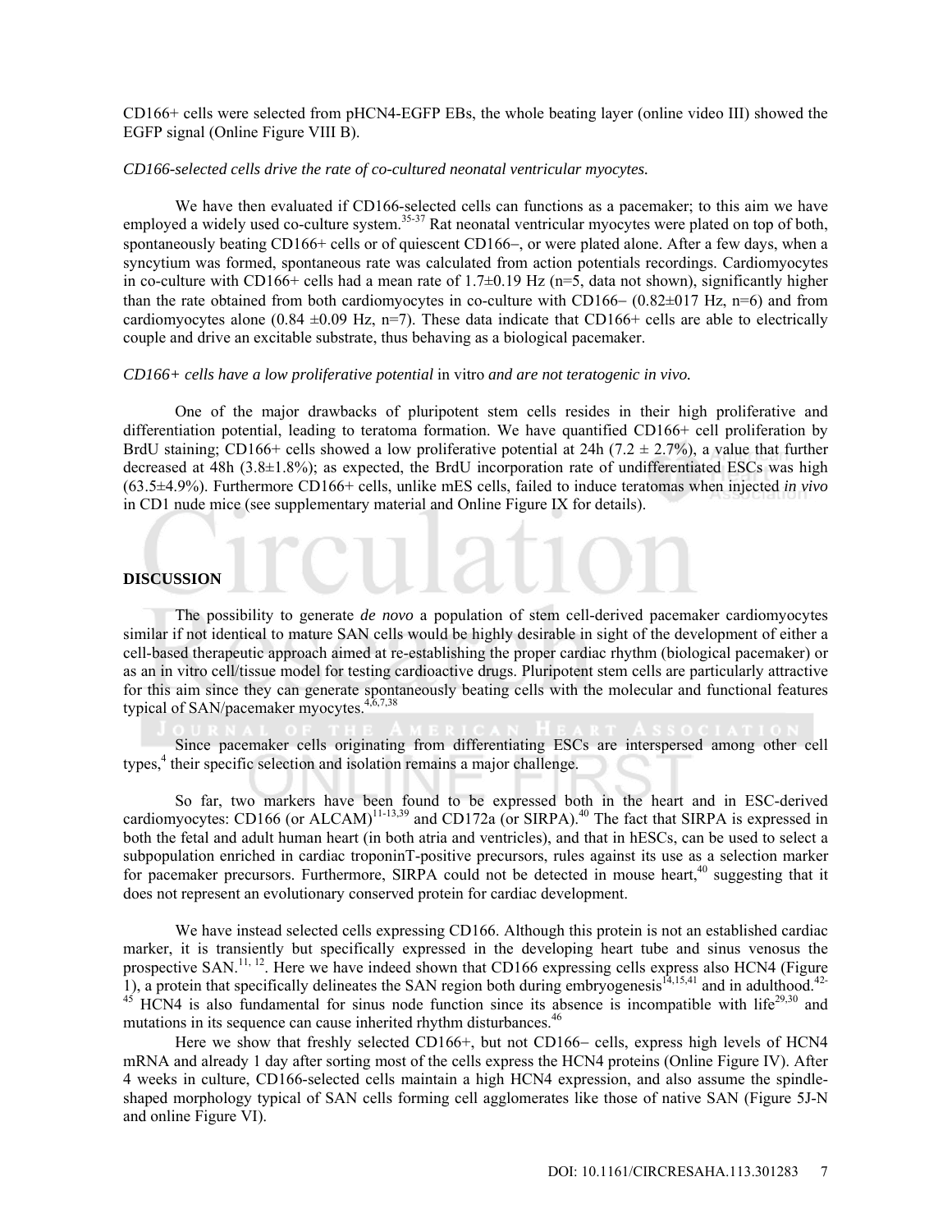CD166+ cells were selected from pHCN4-EGFP EBs, the whole beating layer (online video III) showed the EGFP signal (Online Figure VIII B).

*CD166-selected cells drive the rate of co-cultured neonatal ventricular myocytes.*

We have then evaluated if CD166-selected cells can functions as a pacemaker; to this aim we have employed a widely used co-culture system.[35-37] Rat neonatal ventricular myocytes were plated on top of both, spontaneously beating CD166+ cells or of quiescent CD166−, or were plated alone. After a few days, when a syncytium was formed, spontaneous rate was calculated from action potentials recordings. Cardiomyocytes in co-culture with CD166+ cells had a mean rate of 1.7±0.19 Hz (n=5, data not shown), significantly higher than the rate obtained from both cardiomyocytes in co-culture with CD166− (0.82±017 Hz, n=6) and from cardiomyocytes alone (0.84 ±0.09 Hz, n=7). These data indicate that CD166+ cells are able to electrically couple and drive an excitable substrate, thus behaving as a biological pacemaker.

*CD166+ cells have a low proliferative potential* in vitro *and are not teratogenic in vivo.*

One of the major drawbacks of pluripotent stem cells resides in their high proliferative and differentiation potential, leading to teratoma formation. We have quantified CD166+ cell proliferation by BrdU staining; CD166+ cells showed a low proliferative potential at 24h (7.2 ± 2.7%), a value that further decreased at 48h (3.8±1.8%); as expected, the BrdU incorporation rate of undifferentiated ESCs was high (63.5±4.9%). Furthermore CD166+ cells, unlike mES cells, failed to induce teratomas when injected *in vivo* in CD1 nude mice (see supplementary material and Online Figure IX for details).

## DISCUSSION

The possibility to generate *de novo* a population of stem cell-derived pacemaker cardiomyocytes similar if not identical to mature SAN cells would be highly desirable in sight of the development of either a cell-based therapeutic approach aimed at re-establishing the proper cardiac rhythm (biological pacemaker) or as an in vitro cell/tissue model for testing cardioactive drugs. Pluripotent stem cells are particularly attractive for this aim since they can generate spontaneously beating cells with the molecular and functional features typical of SAN/pacemaker myocytes.[4,6,7,38]

Since pacemaker cells originating from differentiating ESCs are interspersed among other cell types,[4] their specific selection and isolation remains a major challenge.

So far, two markers have been found to be expressed both in the heart and in ESC-derived cardiomyocytes: CD166 (or ALCAM)[11-13,39] and CD172a (or SIRPA).[40] The fact that SIRPA is expressed in both the fetal and adult human heart (in both atria and ventricles), and that in hESCs, can be used to select a subpopulation enriched in cardiac troponinT-positive precursors, rules against its use as a selection marker for pacemaker precursors. Furthermore, SIRPA could not be detected in mouse heart,[40] suggesting that it does not represent an evolutionary conserved protein for cardiac development.

We have instead selected cells expressing CD166. Although this protein is not an established cardiac marker, it is transiently but specifically expressed in the developing heart tube and sinus venosus the prospective SAN.[11, 12]. Here we have indeed shown that CD166 expressing cells express also HCN4 (Figure 1), a protein that specifically delineates the SAN region both during embryogenesis[14,15,41] and in adulthood.[42-45] HCN4 is also fundamental for sinus node function since its absence is incompatible with life[29,30] and mutations in its sequence can cause inherited rhythm disturbances.[46]

Here we show that freshly selected CD166+, but not CD166− cells, express high levels of HCN4 mRNA and already 1 day after sorting most of the cells express the HCN4 proteins (Online Figure IV). After 4 weeks in culture, CD166-selected cells maintain a high HCN4 expression, and also assume the spindle-shaped morphology typical of SAN cells forming cell agglomerates like those of native SAN (Figure 5J-N and online Figure VI).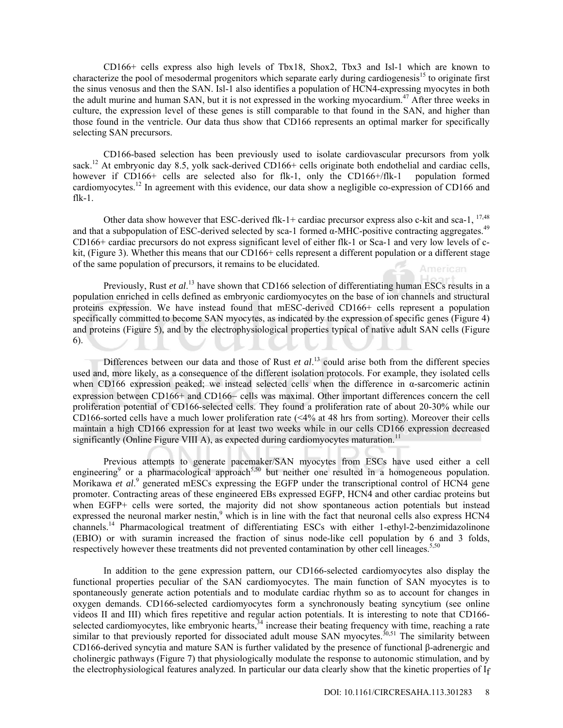CD166+ cells express also high levels of Tbx18, Shox2, Tbx3 and Isl-1 which are known to characterize the pool of mesodermal progenitors which separate early during cardiogenesis[15] to originate first the sinus venosus and then the SAN. Isl-1 also identifies a population of HCN4-expressing myocytes in both the adult murine and human SAN, but it is not expressed in the working myocardium.[47] After three weeks in culture, the expression level of these genes is still comparable to that found in the SAN, and higher than those found in the ventricle. Our data thus show that CD166 represents an optimal marker for specifically selecting SAN precursors.

CD166-based selection has been previously used to isolate cardiovascular precursors from yolk sack.[12] At embryonic day 8.5, yolk sack-derived CD166+ cells originate both endothelial and cardiac cells, however if CD166+ cells are selected also for flk-1, only the CD166+/flk-1 population formed cardiomyocytes.[12] In agreement with this evidence, our data show a negligible co-expression of CD166 and flk-1.

Other data show however that ESC-derived flk-1+ cardiac precursor express also c-kit and sca-1, [17,48] and that a subpopulation of ESC-derived selected by sca-1 formed α-MHC-positive contracting aggregates.[49] CD166+ cardiac precursors do not express significant level of either flk-1 or Sca-1 and very low levels of c-kit, (Figure 3). Whether this means that our CD166+ cells represent a different population or a different stage of the same population of precursors, it remains to be elucidated.

Previously, Rust *et al*.[13] have shown that CD166 selection of differentiating human ESCs results in a population enriched in cells defined as embryonic cardiomyocytes on the base of ion channels and structural proteins expression. We have instead found that mESC-derived CD166+ cells represent a population specifically committed to become SAN myocytes, as indicated by the expression of specific genes (Figure 4) and proteins (Figure 5), and by the electrophysiological properties typical of native adult SAN cells (Figure 6).

Differences between our data and those of Rust *et al*.[13] could arise both from the different species used and, more likely, as a consequence of the different isolation protocols. For example, they isolated cells when CD166 expression peaked; we instead selected cells when the difference in α-sarcomeric actinin expression between CD166+ and CD166− cells was maximal. Other important differences concern the cell proliferation potential of CD166-selected cells. They found a proliferation rate of about 20-30% while our CD166-sorted cells have a much lower proliferation rate (<4% at 48 hrs from sorting). Moreover their cells maintain a high CD166 expression for at least two weeks while in our cells CD166 expression decreased significantly (Online Figure VIII A), as expected during cardiomyocytes maturation.[11]

Previous attempts to generate pacemaker/SAN myocytes from ESCs have used either a cell engineering[9] or a pharmacological approach[5,50] but neither one resulted in a homogeneous population. Morikawa *et al*.[9] generated mESCs expressing the EGFP under the transcriptional control of HCN4 gene promoter. Contracting areas of these engineered EBs expressed EGFP, HCN4 and other cardiac proteins but when EGFP+ cells were sorted, the majority did not show spontaneous action potentials but instead expressed the neuronal marker nestin,[9] which is in line with the fact that neuronal cells also express HCN4 channels.[14] Pharmacological treatment of differentiating ESCs with either 1-ethyl-2-benzimidazolinone (EBIO) or with suramin increased the fraction of sinus node-like cell population by 6 and 3 folds, respectively however these treatments did not prevented contamination by other cell lineages.[5,50]

In addition to the gene expression pattern, our CD166-selected cardiomyocytes also display the functional properties peculiar of the SAN cardiomyocytes. The main function of SAN myocytes is to spontaneously generate action potentials and to modulate cardiac rhythm so as to account for changes in oxygen demands. CD166-selected cardiomyocytes form a synchronously beating syncytium (see online videos II and III) which fires repetitive and regular action potentials. It is interesting to note that CD166-selected cardiomyocytes, like embryonic hearts,[34] increase their beating frequency with time, reaching a rate similar to that previously reported for dissociated adult mouse SAN myocytes.[30,51] The similarity between CD166-derived syncytia and mature SAN is further validated by the presence of functional β-adrenergic and cholinergic pathways (Figure 7) that physiologically modulate the response to autonomic stimulation, and by the electrophysiological features analyzed. In particular our data clearly show that the kinetic properties of $I_f$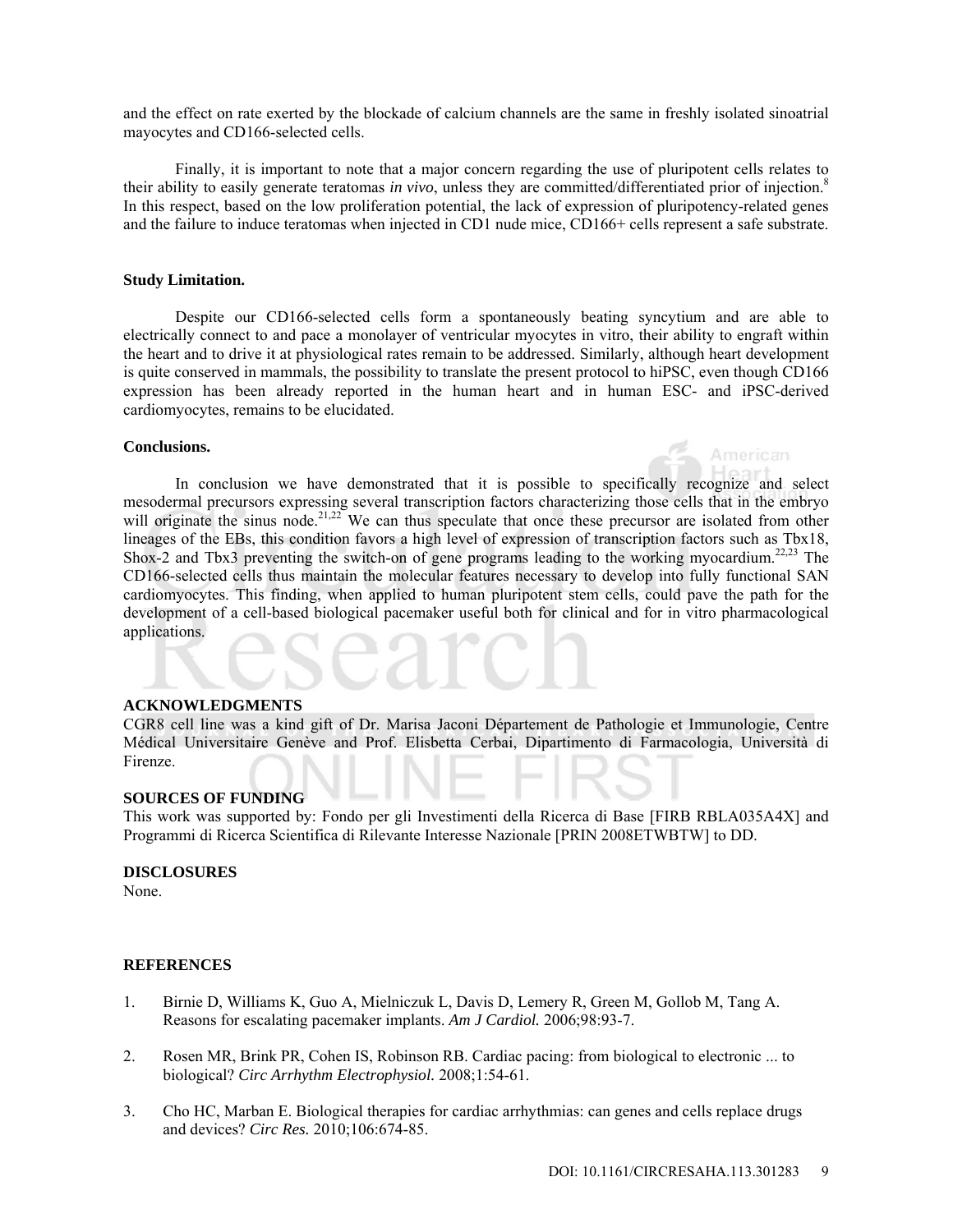and the effect on rate exerted by the blockade of calcium channels are the same in freshly isolated sinoatrial mayocytes and CD166-selected cells.

Finally, it is important to note that a major concern regarding the use of pluripotent cells relates to their ability to easily generate teratomas *in vivo*, unless they are committed/differentiated prior of injection.[8] In this respect, based on the low proliferation potential, the lack of expression of pluripotency-related genes and the failure to induce teratomas when injected in CD1 nude mice, CD166+ cells represent a safe substrate.

**Study Limitation.**

Despite our CD166-selected cells form a spontaneously beating syncytium and are able to electrically connect to and pace a monolayer of ventricular myocytes in vitro, their ability to engraft within the heart and to drive it at physiological rates remain to be addressed. Similarly, although heart development is quite conserved in mammals, the possibility to translate the present protocol to hiPSC, even though CD166 expression has been already reported in the human heart and in human ESC- and iPSC-derived cardiomyocytes, remains to be elucidated.

**Conclusions.**

In conclusion we have demonstrated that it is possible to specifically recognize and select mesodermal precursors expressing several transcription factors characterizing those cells that in the embryo will originate the sinus node.[21,22] We can thus speculate that once these precursor are isolated from other lineages of the EBs, this condition favors a high level of expression of transcription factors such as Tbx18, Shox-2 and Tbx3 preventing the switch-on of gene programs leading to the working myocardium.[22,23] The CD166-selected cells thus maintain the molecular features necessary to develop into fully functional SAN cardiomyocytes. This finding, when applied to human pluripotent stem cells, could pave the path for the development of a cell-based biological pacemaker useful both for clinical and for in vitro pharmacological applications.

**ACKNOWLEDGMENTS**

CGR8 cell line was a kind gift of Dr. Marisa Jaconi Départment de Pathologie et Immunologie, Centre Médical Universitaire Genève and Prof. Elisbetta Cerbai, Dipartimento di Farmacologia, Università di Firenze.

**SOURCES OF FUNDING**

This work was supported by: Fondo per gli Investimenti della Ricerca di Base [FIRB RBLA035A4X] and Programmi di Ricerca Scientifica di Rilevante Interesse Nazionale [PRIN 2008ETWBTW] to DD.

**DISCLOSURES**

None.

**REFERENCES**

1. Birnie D, Williams K, Guo A, Mielniczuk L, Davis D, Lemery R, Green M, Gollob M, Tang A. Reasons for escalating pacemaker implants. *Am J Cardiol.* 2006;98:93-7.

2. Rosen MR, Brink PR, Cohen IS, Robinson RB. Cardiac pacing: from biological to electronic ... to biological? *Circ Arrhythm Electrophysiol.* 2008;1:54-61.

3. Cho HC, Marban E. Biological therapies for cardiac arrhythmias: can genes and cells replace drugs and devices? *Circ Res.* 2010;106:674-85.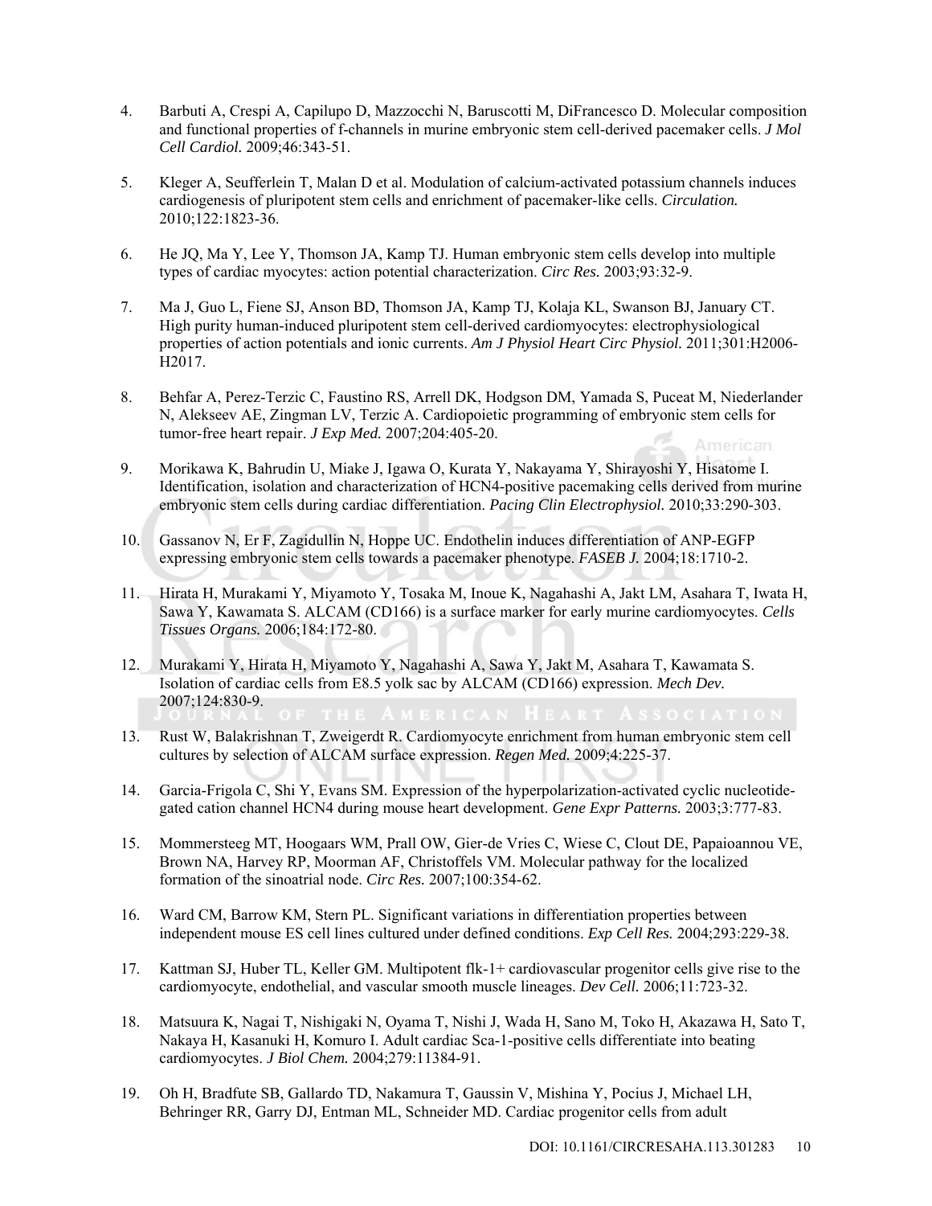4. Barbuti A, Crespi A, Capilupo D, Mazzocchi N, Baruscotti M, DiFrancesco D. Molecular composition and functional properties of f-channels in murine embryonic stem cell-derived pacemaker cells. *J Mol Cell Cardiol.* 2009;46:343-51.

5. Kleger A, Seufferlein T, Malan D et al. Modulation of calcium-activated potassium channels induces cardiogenesis of pluripotent stem cells and enrichment of pacemaker-like cells. *Circulation.* 2010;122:1823-36.

6. He JQ, Ma Y, Lee Y, Thomson JA, Kamp TJ. Human embryonic stem cells develop into multiple types of cardiac myocytes: action potential characterization. *Circ Res.* 2003;93:32-9.

7. Ma J, Guo L, Fiene SJ, Anson BD, Thomson JA, Kamp TJ, Kolaja KL, Swanson BJ, January CT. High purity human-induced pluripotent stem cell-derived cardiomyocytes: electrophysiological properties of action potentials and ionic currents. *Am J Physiol Heart Circ Physiol.* 2011;301:H2006-H2017.

8. Behfar A, Perez-Terzic C, Faustino RS, Arrell DK, Hodgson DM, Yamada S, Puceat M, Niederlander N, Alekseev AE, Zingman LV, Terzic A. Cardiopoietic programming of embryonic stem cells for tumor-free heart repair. *J Exp Med.* 2007;204:405-20.

9. Morikawa K, Bahrudin U, Miake J, Igawa O, Kurata Y, Nakayama Y, Shirayoshi Y, Hisatome I. Identification, isolation and characterization of HCN4-positive pacemaking cells derived from murine embryonic stem cells during cardiac differentiation. *Pacing Clin Electrophysiol.* 2010;33:290-303.

10. Gassanov N, Er F, Zagidullin N, Hoppe UC. Endothelin induces differentiation of ANP-EGFP expressing embryonic stem cells towards a pacemaker phenotype. *FASEB J.* 2004;18:1710-2.

11. Hirata H, Murakami Y, Miyamoto Y, Tosaka M, Inoue K, Nagahashi A, Jakt LM, Asahara T, Iwata H, Sawa Y, Kawamata S. ALCAM (CD166) is a surface marker for early murine cardiomyocytes. *Cells Tissues Organs.* 2006;184:172-80.

12. Murakami Y, Hirata H, Miyamoto Y, Nagahashi A, Sawa Y, Jakt M, Asahara T, Kawamata S. Isolation of cardiac cells from E8.5 yolk sac by ALCAM (CD166) expression. *Mech Dev.* 2007;124:830-9.

13. Rust W, Balakrishnan T, Zweigerdt R. Cardiomyocyte enrichment from human embryonic stem cell cultures by selection of ALCAM surface expression. *Regen Med.* 2009;4:225-37.

14. Garcia-Frigola C, Shi Y, Evans SM. Expression of the hyperpolarization-activated cyclic nucleotide-gated cation channel HCN4 during mouse heart development. *Gene Expr Patterns.* 2003;3:777-83.

15. Mommersteeg MT, Hoogaars WM, Prall OW, Gier-de Vries C, Wiese C, Clout DE, Papaioannou VE, Brown NA, Harvey RP, Moorman AF, Christoffels VM. Molecular pathway for the localized formation of the sinoatrial node. *Circ Res.* 2007;100:354-62.

16. Ward CM, Barrow KM, Stern PL. Significant variations in differentiation properties between independent mouse ES cell lines cultured under defined conditions. *Exp Cell Res.* 2004;293:229-38.

17. Kattman SJ, Huber TL, Keller GM. Multipotent flk-1+ cardiovascular progenitor cells give rise to the cardiomyocyte, endothelial, and vascular smooth muscle lineages. *Dev Cell.* 2006;11:723-32.

18. Matsuura K, Nagai T, Nishigaki N, Oyama T, Nishi J, Wada H, Sano M, Toko H, Akazawa H, Sato T, Nakaya H, Kasanuki H, Komuro I. Adult cardiac Sca-1-positive cells differentiate into beating cardiomyocytes. *J Biol Chem.* 2004;279:11384-91.

19. Oh H, Bradfute SB, Gallardo TD, Nakamura T, Gaussin V, Mishina Y, Pocius J, Michael LH, Behringer RR, Garry DJ, Entman ML, Schneider MD. Cardiac progenitor cells from adult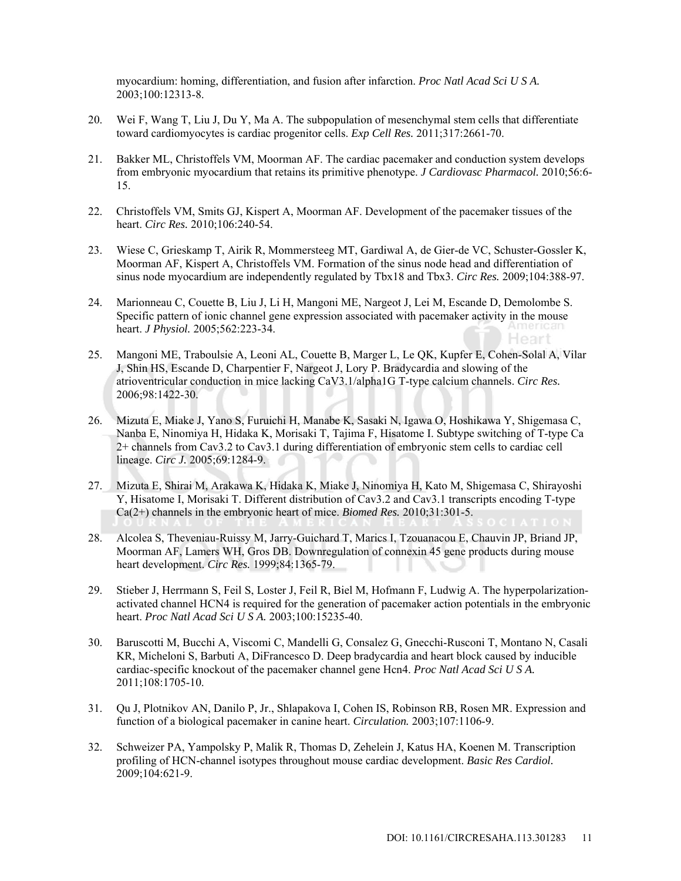myocardium: homing, differentiation, and fusion after infarction. *Proc Natl Acad Sci U S A.* 2003;100:12313-8.

20. Wei F, Wang T, Liu J, Du Y, Ma A. The subpopulation of mesenchymal stem cells that differentiate toward cardiomyocytes is cardiac progenitor cells. *Exp Cell Res.* 2011;317:2661-70.

21. Bakker ML, Christoffels VM, Moorman AF. The cardiac pacemaker and conduction system develops from embryonic myocardium that retains its primitive phenotype. *J Cardiovasc Pharmacol.* 2010;56:6-15.

22. Christoffels VM, Smits GJ, Kispert A, Moorman AF. Development of the pacemaker tissues of the heart. *Circ Res.* 2010;106:240-54.

23. Wiese C, Grieskamp T, Airik R, Mommersteeg MT, Gardiwal A, de Gier-de VC, Schuster-Gossler K, Moorman AF, Kispert A, Christoffels VM. Formation of the sinus node head and differentiation of sinus node myocardium are independently regulated by Tbx18 and Tbx3. *Circ Res.* 2009;104:388-97.

24. Marionneau C, Couette B, Liu J, Li H, Mangoni ME, Nargeot J, Lei M, Escande D, Demolombe S. Specific pattern of ionic channel gene expression associated with pacemaker activity in the mouse heart. *J Physiol.* 2005;562:223-34.

25. Mangoni ME, Traboulsie A, Leoni AL, Couette B, Marger L, Le QK, Kupfer E, Cohen-Solal A, Vilar J, Shin HS, Escande D, Charpentier F, Nargeot J, Lory P. Bradycardia and slowing of the atrioventricular conduction in mice lacking CaV3.1/alpha1G T-type calcium channels. *Circ Res.* 2006;98:1422-30.

26. Mizuta E, Miake J, Yano S, Furuichi H, Manabe K, Sasaki N, Igawa O, Hoshikawa Y, Shigemasa C, Nanba E, Ninomiya H, Hidaka K, Morisaki T, Tajima F, Hisatome I. Subtype switching of T-type Ca 2+ channels from Cav3.2 to Cav3.1 during differentiation of embryonic stem cells to cardiac cell lineage. *Circ J.* 2005;69:1284-9.

27. Mizuta E, Shirai M, Arakawa K, Hidaka K, Miake J, Ninomiya H, Kato M, Shigemasa C, Shirayoshi Y, Hisatome I, Morisaki T. Different distribution of Cav3.2 and Cav3.1 transcripts encoding T-type Ca(2+) channels in the embryonic heart of mice. *Biomed Res.* 2010;31:301-5.

28. Alcolea S, Theveniau-Ruissy M, Jarry-Guichard T, Marics I, Tzouanacou E, Chauvin JP, Briand JP, Moorman AF, Lamers WH, Gros DB. Downregulation of connexin 45 gene products during mouse heart development. *Circ Res.* 1999;84:1365-79.

29. Stieber J, Herrmann S, Feil S, Loster J, Feil R, Biel M, Hofmann F, Ludwig A. The hyperpolarization-activated channel HCN4 is required for the generation of pacemaker action potentials in the embryonic heart. *Proc Natl Acad Sci U S A.* 2003;100:15235-40.

30. Baruscotti M, Bucchi A, Viscomi C, Mandelli G, Consalez G, Gnecchi-Rusconi T, Montano N, Casali KR, Micheloni S, Barbuti A, DiFrancesco D. Deep bradycardia and heart block caused by inducible cardiac-specific knockout of the pacemaker channel gene Hcn4. *Proc Natl Acad Sci U S A.* 2011;108:1705-10.

31. Qu J, Plotnikov AN, Danilo P, Jr., Shlapakova I, Cohen IS, Robinson RB, Rosen MR. Expression and function of a biological pacemaker in canine heart. *Circulation.* 2003;107:1106-9.

32. Schweizer PA, Yampolsky P, Malik R, Thomas D, Zehelein J, Katus HA, Koenen M. Transcription profiling of HCN-channel isotypes throughout mouse cardiac development. *Basic Res Cardiol.* 2009;104:621-9.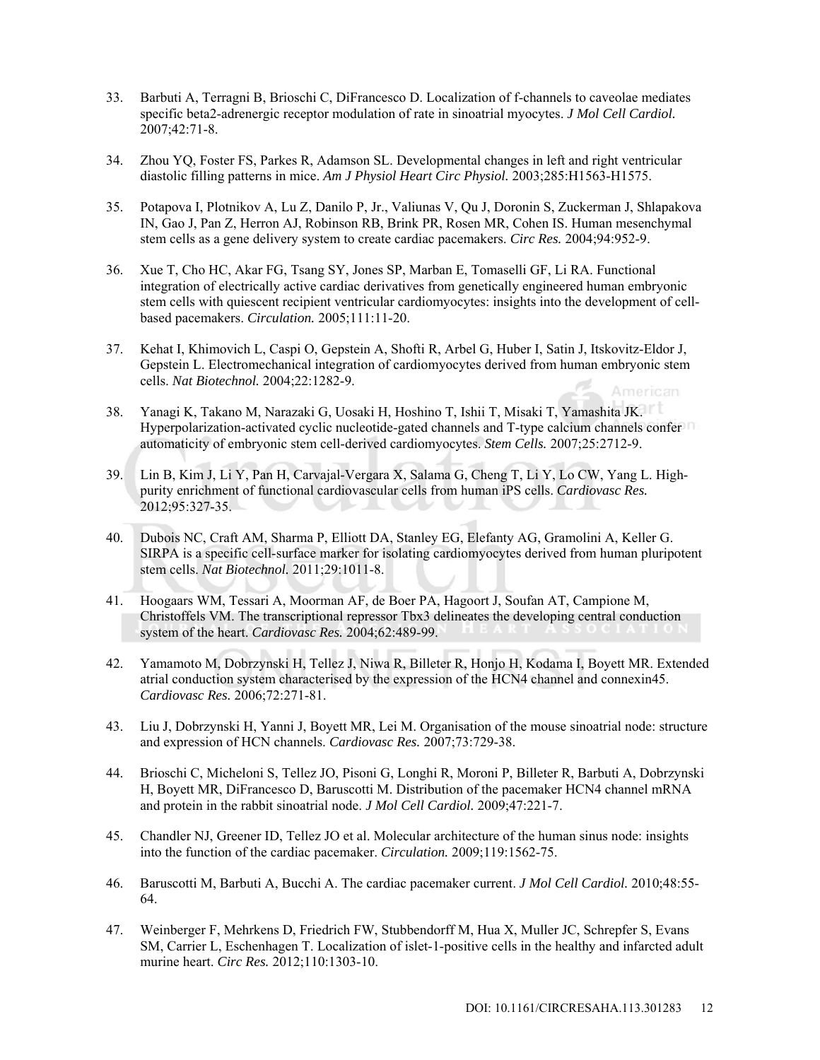33. Barbuti A, Terragni B, Brioschi C, DiFrancesco D. Localization of f-channels to caveolae mediates specific beta2-adrenergic receptor modulation of rate in sinoatrial myocytes. *J Mol Cell Cardiol.* 2007;42:71-8.

34. Zhou YQ, Foster FS, Parkes R, Adamson SL. Developmental changes in left and right ventricular diastolic filling patterns in mice. *Am J Physiol Heart Circ Physiol.* 2003;285:H1563-H1575.

35. Potapova I, Plotnikov A, Lu Z, Danilo P, Jr., Valiunas V, Qu J, Doronin S, Zuckerman J, Shlapakova IN, Gao J, Pan Z, Herron AJ, Robinson RB, Brink PR, Rosen MR, Cohen IS. Human mesenchymal stem cells as a gene delivery system to create cardiac pacemakers. *Circ Res.* 2004;94:952-9.

36. Xue T, Cho HC, Akar FG, Tsang SY, Jones SP, Marban E, Tomaselli GF, Li RA. Functional integration of electrically active cardiac derivatives from genetically engineered human embryonic stem cells with quiescent recipient ventricular cardiomyocytes: insights into the development of cell-based pacemakers. *Circulation.* 2005;111:11-20.

37. Kehat I, Khimovich L, Caspi O, Gepstein A, Shofti R, Arbel G, Huber I, Satin J, Itskovitz-Eldor J, Gepstein L. Electromechanical integration of cardiomyocytes derived from human embryonic stem cells. *Nat Biotechnol.* 2004;22:1282-9.

38. Yanagi K, Takano M, Narazaki G, Uosaki H, Hoshino T, Ishii T, Misaki T, Yamashita JK. Hyperpolarization-activated cyclic nucleotide-gated channels and T-type calcium channels confer automaticity of embryonic stem cell-derived cardiomyocytes. *Stem Cells.* 2007;25:2712-9.

39. Lin B, Kim J, Li Y, Pan H, Carvajal-Vergara X, Salama G, Cheng T, Li Y, Lo CW, Yang L. High-purity enrichment of functional cardiovascular cells from human iPS cells. *Cardiovasc Res.* 2012;95:327-35.

40. Dubois NC, Craft AM, Sharma P, Elliott DA, Stanley EG, Elefanty AG, Gramolini A, Keller G. SIRPA is a specific cell-surface marker for isolating cardiomyocytes derived from human pluripotent stem cells. *Nat Biotechnol.* 2011;29:1011-8.

41. Hoogaars WM, Tessari A, Moorman AF, de Boer PA, Hagoort J, Soufan AT, Campione M, Christoffels VM. The transcriptional repressor Tbx3 delineates the developing central conduction system of the heart. *Cardiovasc Res.* 2004;62:489-99.

42. Yamamoto M, Dobrzynski H, Tellez J, Niwa R, Billeter R, Honjo H, Kodama I, Boyett MR. Extended atrial conduction system characterised by the expression of the HCN4 channel and connexin45. *Cardiovasc Res.* 2006;72:271-81.

43. Liu J, Dobrzynski H, Yanni J, Boyett MR, Lei M. Organisation of the mouse sinoatrial node: structure and expression of HCN channels. *Cardiovasc Res.* 2007;73:729-38.

44. Brioschi C, Micheloni S, Tellez JO, Pisoni G, Longhi R, Moroni P, Billeter R, Barbuti A, Dobrzynski H, Boyett MR, DiFrancesco D, Baruscotti M. Distribution of the pacemaker HCN4 channel mRNA and protein in the rabbit sinoatrial node. *J Mol Cell Cardiol.* 2009;47:221-7.

45. Chandler NJ, Greener ID, Tellez JO et al. Molecular architecture of the human sinus node: insights into the function of the cardiac pacemaker. *Circulation.* 2009;119:1562-75.

46. Baruscotti M, Barbuti A, Bucchi A. The cardiac pacemaker current. *J Mol Cell Cardiol.* 2010;48:55-64.

47. Weinberger F, Mehrkens D, Friedrich FW, Stubbendorff M, Hua X, Muller JC, Schrepfer S, Evans SM, Carrier L, Eschenhagen T. Localization of islet-1-positive cells in the healthy and infarcted adult murine heart. *Circ Res.* 2012;110:1303-10.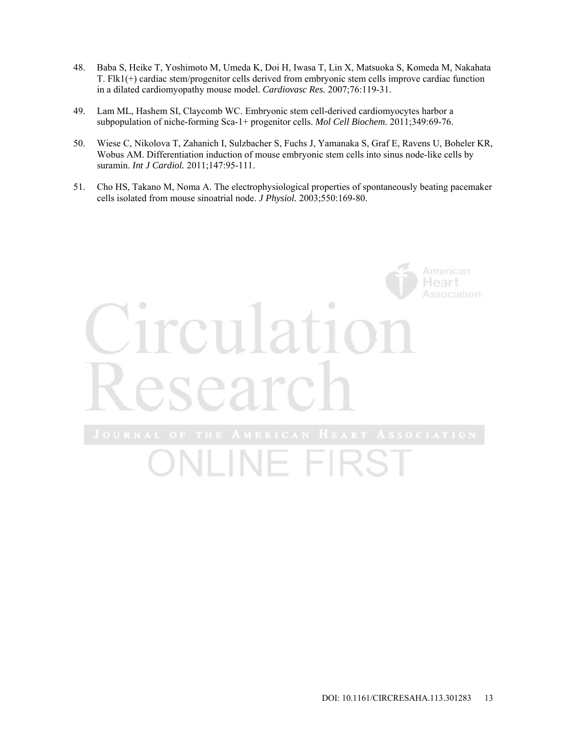48. Baba S, Heike T, Yoshimoto M, Umeda K, Doi H, Iwasa T, Lin X, Matsuoka S, Komeda M, Nakahata T. Flk1(+) cardiac stem/progenitor cells derived from embryonic stem cells improve cardiac function in a dilated cardiomyopathy mouse model. *Cardiovasc Res.* 2007;76:119-31.

49. Lam ML, Hashem SI, Claycomb WC. Embryonic stem cell-derived cardiomyocytes harbor a subpopulation of niche-forming Sca-1+ progenitor cells. *Mol Cell Biochem.* 2011;349:69-76.

50. Wiese C, Nikolova T, Zahanich I, Sulzbacher S, Fuchs J, Yamanaka S, Graf E, Ravens U, Boheler KR, Wobus AM. Differentiation induction of mouse embryonic stem cells into sinus node-like cells by suramin. *Int J Cardiol.* 2011;147:95-111.

51. Cho HS, Takano M, Noma A. The electrophysiological properties of spontaneously beating pacemaker cells isolated from mouse sinoatrial node. *J Physiol.* 2003;550:169-80.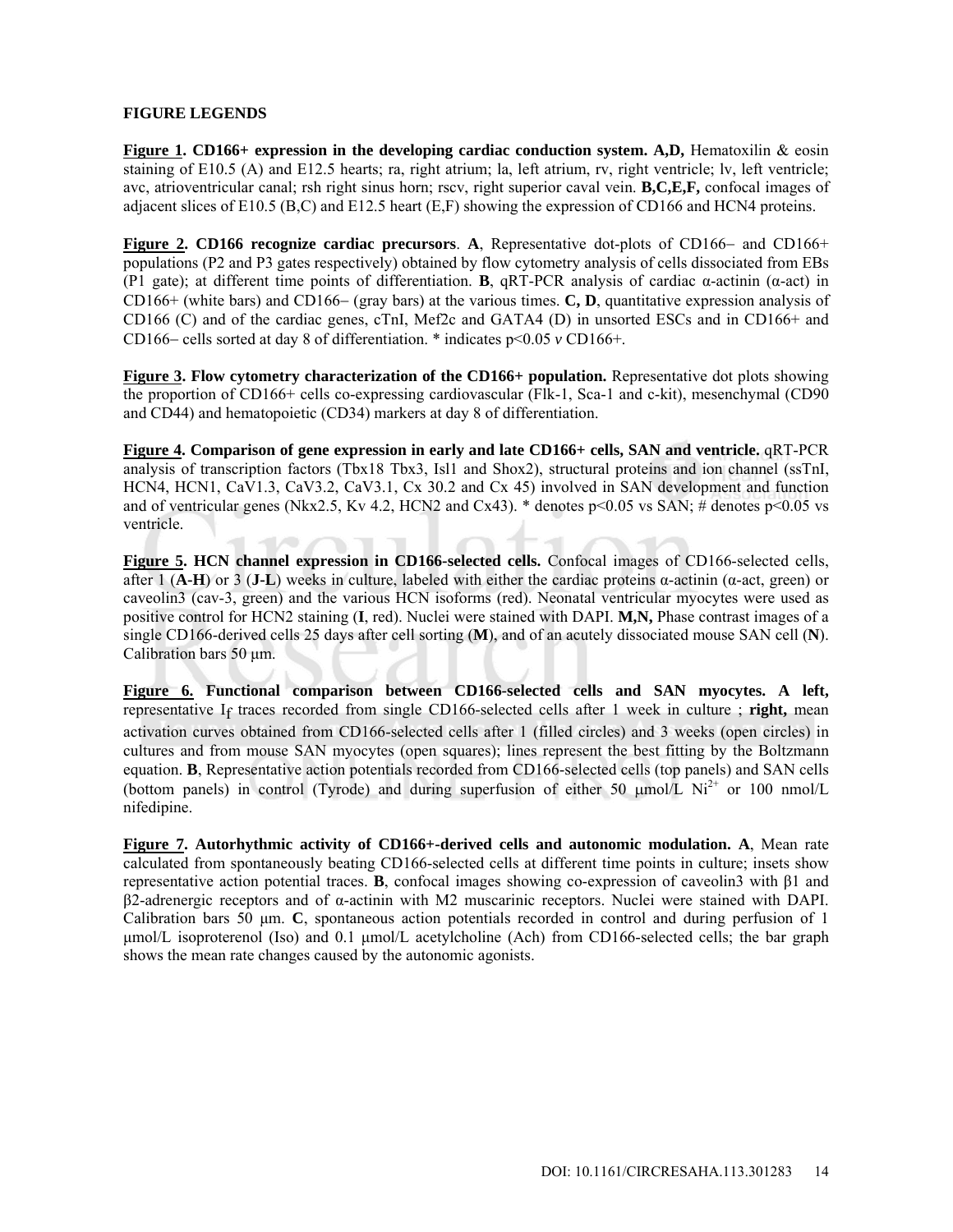## FIGURE LEGENDS

**Figure 1. CD166+ expression in the developing cardiac conduction system. A,D,** Hematoxilin & eosin staining of E10.5 (A) and E12.5 hearts; ra, right atrium; la, left atrium, rv, right ventricle; lv, left ventricle; avc, atrioventricular canal; rsh right sinus horn; rscv, right superior caval vein. **B,C,E,F,** confocal images of adjacent slices of E10.5 (B,C) and E12.5 heart (E,F) showing the expression of CD166 and HCN4 proteins.

**Figure 2. CD166 recognize cardiac precursors**. **A**, Representative dot-plots of CD166− and CD166+ populations (P2 and P3 gates respectively) obtained by flow cytometry analysis of cells dissociated from EBs (P1 gate); at different time points of differentiation. **B**, qRT-PCR analysis of cardiac α-actinin (α-act) in CD166+ (white bars) and CD166− (gray bars) at the various times. **C, D**, quantitative expression analysis of CD166 (C) and of the cardiac genes, cTnI, Mef2c and GATA4 (D) in unsorted ESCs and in CD166+ and CD166− cells sorted at day 8 of differentiation. * indicates $p<0.05$ *v* CD166+.

**Figure 3. Flow cytometry characterization of the CD166+ population.** Representative dot plots showing the proportion of CD166+ cells co-expressing cardiovascular (Flk-1, Sca-1 and c-kit), mesenchymal (CD90 and CD44) and hematopoietic (CD34) markers at day 8 of differentiation.

**Figure 4. Comparison of gene expression in early and late CD166+ cells, SAN and ventricle.** qRT-PCR analysis of transcription factors (Tbx18 Tbx3, Isl1 and Shox2), structural proteins and ion channel (ssTnI, HCN4, HCN1, CaV1.3, CaV3.2, CaV3.1, Cx 30.2 and Cx 45) involved in SAN development and function and of ventricular genes (Nkx2.5, Kv 4.2, HCN2 and Cx43). * denotes $p<0.05$ vs SAN; # denotes $p<0.05$ vs ventricle.

**Figure 5. HCN channel expression in CD166-selected cells.** Confocal images of CD166-selected cells, after 1 (**A**-**H**) or 3 (**J**-**L**) weeks in culture, labeled with either the cardiac proteins α-actinin (α-act, green) or caveolin3 (cav-3, green) and the various HCN isoforms (red). Neonatal ventricular myocytes were used as positive control for HCN2 staining (**I**, red). Nuclei were stained with DAPI. **M,N,** Phase contrast images of a single CD166-derived cells 25 days after cell sorting (**M**), and of an acutely dissociated mouse SAN cell (**N**). Calibration bars 50 μm.

**Figure 6. Functional comparison between CD166-selected cells and SAN myocytes. A left,** representative $I_f$ traces recorded from single CD166-selected cells after 1 week in culture ; **right,** mean activation curves obtained from CD166-selected cells after 1 (filled circles) and 3 weeks (open circles) in cultures and from mouse SAN myocytes (open squares); lines represent the best fitting by the Boltzmann equation. **B**, Representative action potentials recorded from CD166-selected cells (top panels) and SAN cells (bottom panels) in control (Tyrode) and during superfusion of either 50 μmol/L $Ni^{2+}$ or 100 nmol/L nifedipine.

**Figure 7. Autorhythmic activity of CD166+-derived cells and autonomic modulation. A**, Mean rate calculated from spontaneously beating CD166-selected cells at different time points in culture; insets show representative action potential traces. **B**, confocal images showing co-expression of caveolin3 with β1 and β2-adrenergic receptors and of α-actinin with M2 muscarinic receptors. Nuclei were stained with DAPI. Calibration bars 50 μm. **C**, spontaneous action potentials recorded in control and during perfusion of 1 μmol/L isoproterenol (Iso) and 0.1 μmol/L acetylcholine (Ach) from CD166-selected cells; the bar graph shows the mean rate changes caused by the autonomic agonists.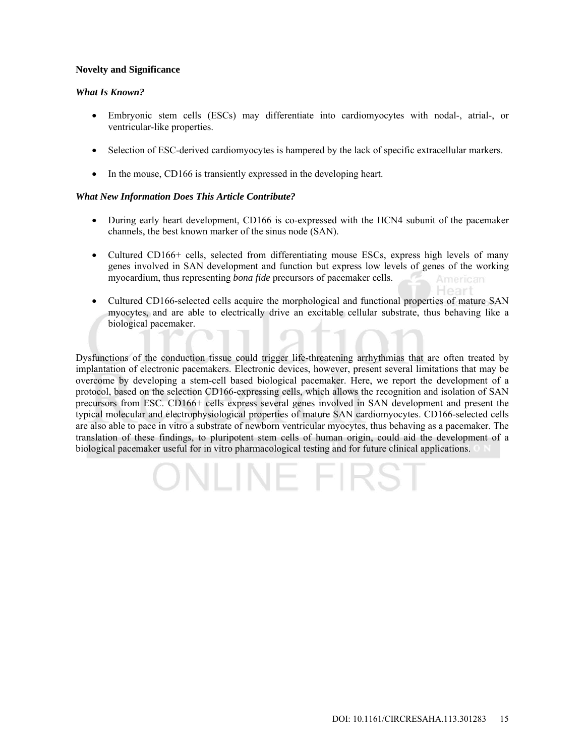**Novelty and Significance**

***What Is Known?***

- Embryonic stem cells (ESCs) may differentiate into cardiomyocytes with nodal-, atrial-, or ventricular-like properties.
- Selection of ESC-derived cardiomyocytes is hampered by the lack of specific extracellular markers.
- In the mouse, CD166 is transiently expressed in the developing heart.

***What New Information Does This Article Contribute?***

- During early heart development, CD166 is co-expressed with the HCN4 subunit of the pacemaker channels, the best known marker of the sinus node (SAN).
- Cultured CD166+ cells, selected from differentiating mouse ESCs, express high levels of many genes involved in SAN development and function but express low levels of genes of the working myocardium, thus representing *bona fide* precursors of pacemaker cells.
- Cultured CD166-selected cells acquire the morphological and functional properties of mature SAN myocytes, and are able to electrically drive an excitable cellular substrate, thus behaving like a biological pacemaker.

Dysfunctions of the conduction tissue could trigger life-threatening arrhythmias that are often treated by implantation of electronic pacemakers. Electronic devices, however, present several limitations that may be overcome by developing a stem-cell based biological pacemaker. Here, we report the development of a protocol, based on the selection CD166-expressing cells, which allows the recognition and isolation of SAN precursors from ESC. CD166+ cells express several genes involved in SAN development and present the typical molecular and electrophysiological properties of mature SAN cardiomyocytes. CD166-selected cells are also able to pace in vitro a substrate of newborn ventricular myocytes, thus behaving as a pacemaker. The translation of these findings, to pluripotent stem cells of human origin, could aid the development of a biological pacemaker useful for in vitro pharmacological testing and for future clinical applications.